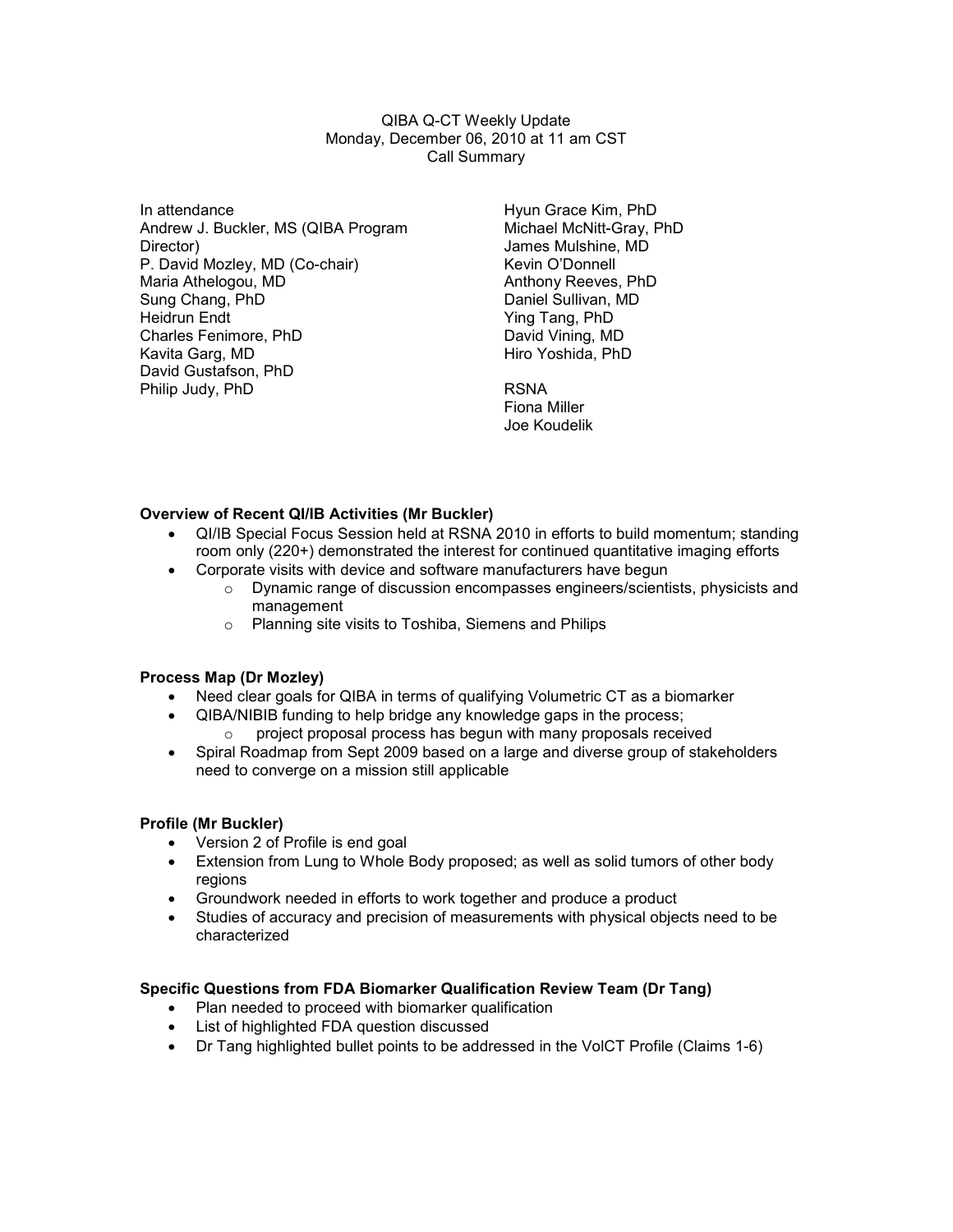QIBA Q-CT Weekly Update
Monday, December 06, 2010 at 11 am CST
Call Summary

In attendance
Andrew J. Buckler, MS (QIBA Program Director)
P. David Mozley, MD (Co-chair)
Maria Athelogou, MD
Sung Chang, PhD
Heidrun Endt
Charles Fenimore, PhD
Kavita Garg, MD
David Gustafson, PhD
Philip Judy, PhD
Hyun Grace Kim, PhD
Michael McNitt-Gray, PhD
James Mulshine, MD
Kevin O'Donnell
Anthony Reeves, PhD
Daniel Sullivan, MD
Ying Tang, PhD
David Vining, MD
Hiro Yoshida, PhD

RSNA
Fiona Miller
Joe Koudelik

**Overview of Recent QI/IB Activities (Mr Buckler)**

- QI/IB Special Focus Session held at RSNA 2010 in efforts to build momentum; standing room only (220+) demonstrated the interest for continued quantitative imaging efforts
- Corporate visits with device and software manufacturers have begun
  - Dynamic range of discussion encompasses engineers/scientists, physicists and management
  - Planning site visits to Toshiba, Siemens and Philips

**Process Map (Dr Mozley)**

- Need clear goals for QIBA in terms of qualifying Volumetric CT as a biomarker
- QIBA/NIBIB funding to help bridge any knowledge gaps in the process;
  - project proposal process has begun with many proposals received
- Spiral Roadmap from Sept 2009 based on a large and diverse group of stakeholders need to converge on a mission still applicable

**Profile (Mr Buckler)**

- Version 2 of Profile is end goal
- Extension from Lung to Whole Body proposed; as well as solid tumors of other body regions
- Groundwork needed in efforts to work together and produce a product
- Studies of accuracy and precision of measurements with physical objects need to be characterized

**Specific Questions from FDA Biomarker Qualification Review Team (Dr Tang)**

- Plan needed to proceed with biomarker qualification
- List of highlighted FDA question discussed
- Dr Tang highlighted bullet points to be addressed in the VolCT Profile (Claims 1-6)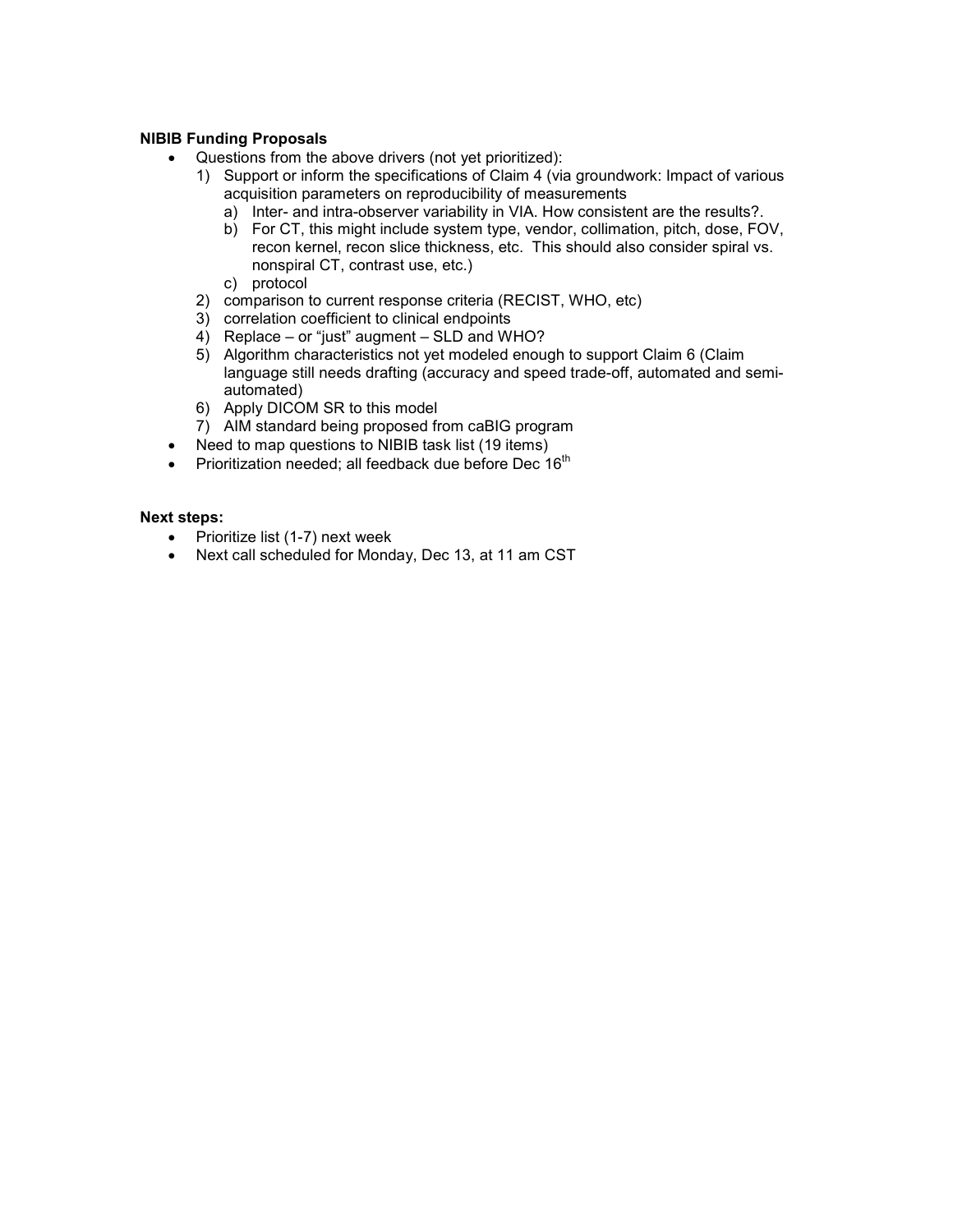**NIBIB Funding Proposals**

- Questions from the above drivers (not yet prioritized):
  1) Support or inform the specifications of Claim 4 (via groundwork: Impact of various acquisition parameters on reproducibility of measurements
     a) Inter- and intra-observer variability in VIA. How consistent are the results?.
     b) For CT, this might include system type, vendor, collimation, pitch, dose, FOV, recon kernel, recon slice thickness, etc. This should also consider spiral vs. nonspiral CT, contrast use, etc.)
     c) protocol
  2) comparison to current response criteria (RECIST, WHO, etc)
  3) correlation coefficient to clinical endpoints
  4) Replace – or "just" augment – SLD and WHO?
  5) Algorithm characteristics not yet modeled enough to support Claim 6 (Claim language still needs drafting (accuracy and speed trade-off, automated and semi-automated)
  6) Apply DICOM SR to this model
  7) AIM standard being proposed from caBIG program
- Need to map questions to NIBIB task list (19 items)
- Prioritization needed; all feedback due before Dec 16th

**Next steps:**

- Prioritize list (1-7) next week
- Next call scheduled for Monday, Dec 13, at 11 am CST